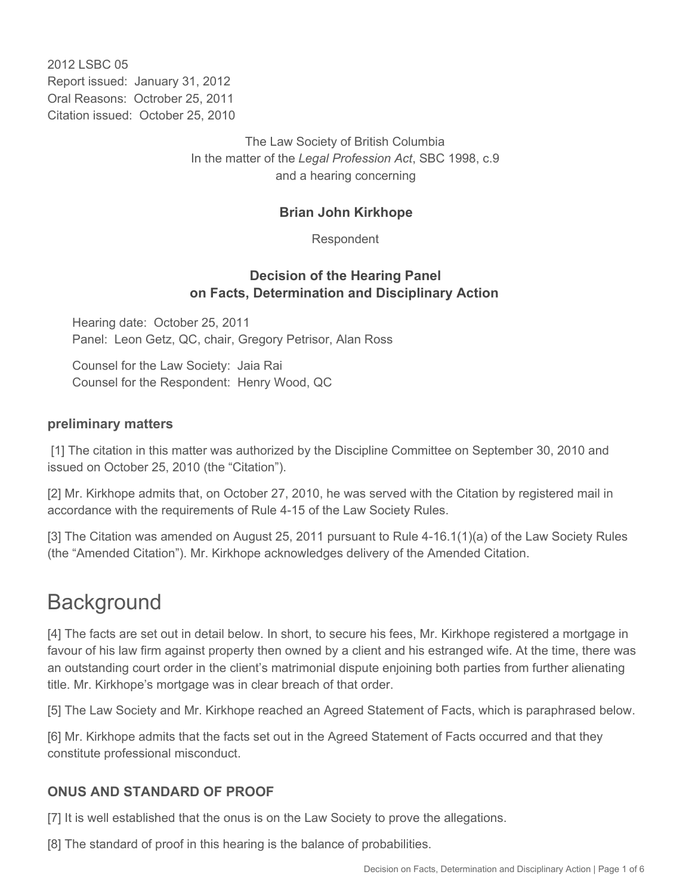2012 LSBC 05
Report issued: January 31, 2012
Oral Reasons: Octrober 25, 2011
Citation issued: October 25, 2010

The Law Society of British Columbia
In the matter of the *Legal Profession Act*, SBC 1998, c.9
and a hearing concerning

**Brian John Kirkhope**

Respondent

**Decision of the Hearing Panel**
**on Facts, Determination and Disciplinary Action**

Hearing date: October 25, 2011
Panel: Leon Getz, QC, chair, Gregory Petrisor, Alan Ross

Counsel for the Law Society: Jaia Rai
Counsel for the Respondent: Henry Wood, QC

### preliminary matters

[1] The citation in this matter was authorized by the Discipline Committee on September 30, 2010 and issued on October 25, 2010 (the "Citation").

[2] Mr. Kirkhope admits that, on October 27, 2010, he was served with the Citation by registered mail in accordance with the requirements of Rule 4-15 of the Law Society Rules.

[3] The Citation was amended on August 25, 2011 pursuant to Rule 4-16.1(1)(a) of the Law Society Rules (the "Amended Citation"). Mr. Kirkhope acknowledges delivery of the Amended Citation.

# Background

[4] The facts are set out in detail below. In short, to secure his fees, Mr. Kirkhope registered a mortgage in favour of his law firm against property then owned by a client and his estranged wife. At the time, there was an outstanding court order in the client's matrimonial dispute enjoining both parties from further alienating title. Mr. Kirkhope's mortgage was in clear breach of that order.

[5] The Law Society and Mr. Kirkhope reached an Agreed Statement of Facts, which is paraphrased below.

[6] Mr. Kirkhope admits that the facts set out in the Agreed Statement of Facts occurred and that they constitute professional misconduct.

### ONUS AND STANDARD OF PROOF

[7] It is well established that the onus is on the Law Society to prove the allegations.

[8] The standard of proof in this hearing is the balance of probabilities.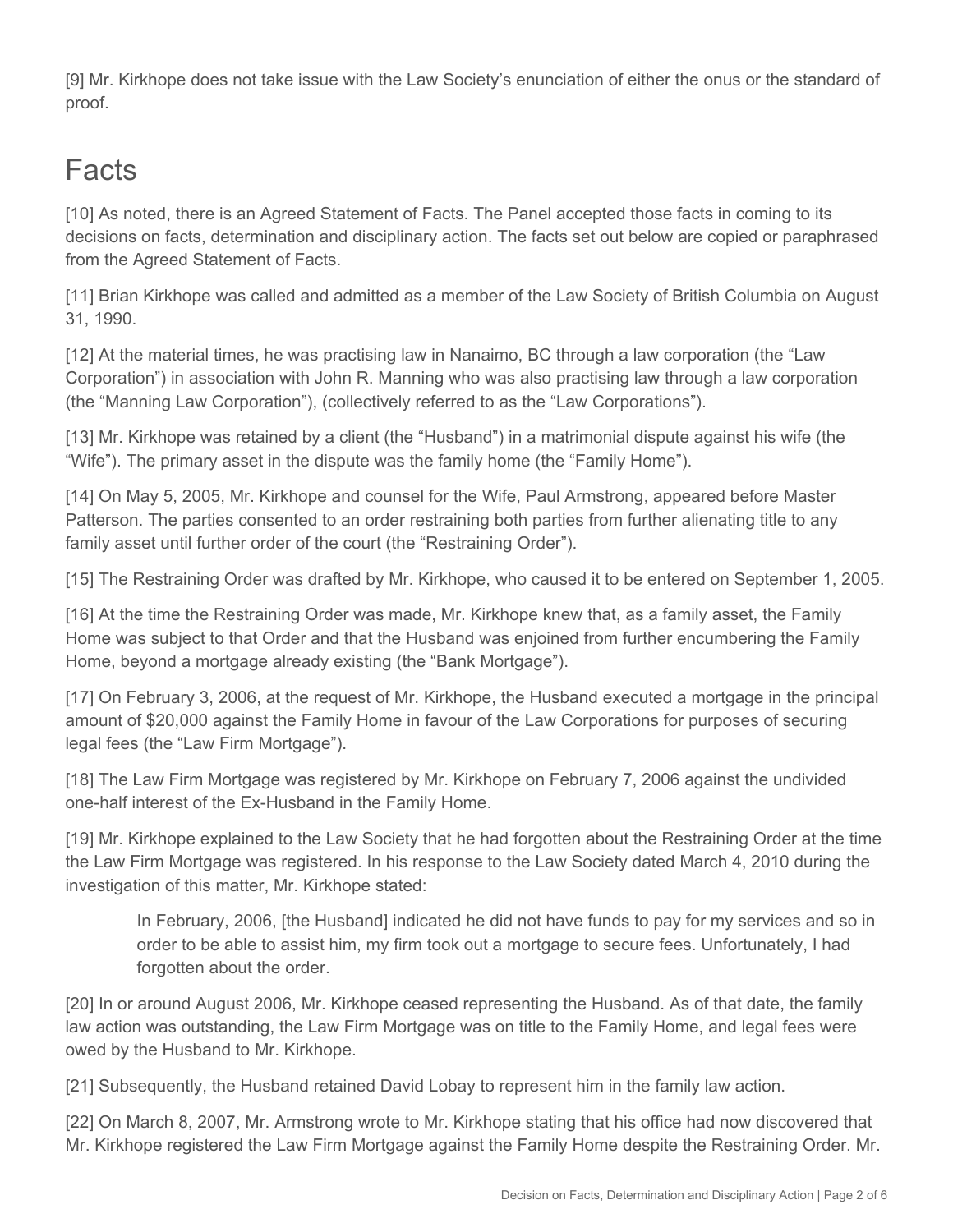[9] Mr. Kirkhope does not take issue with the Law Society's enunciation of either the onus or the standard of proof.

## Facts

[10] As noted, there is an Agreed Statement of Facts. The Panel accepted those facts in coming to its decisions on facts, determination and disciplinary action. The facts set out below are copied or paraphrased from the Agreed Statement of Facts.

[11] Brian Kirkhope was called and admitted as a member of the Law Society of British Columbia on August 31, 1990.

[12] At the material times, he was practising law in Nanaimo, BC through a law corporation (the "Law Corporation") in association with John R. Manning who was also practising law through a law corporation (the "Manning Law Corporation"), (collectively referred to as the "Law Corporations").

[13] Mr. Kirkhope was retained by a client (the "Husband") in a matrimonial dispute against his wife (the "Wife"). The primary asset in the dispute was the family home (the "Family Home").

[14] On May 5, 2005, Mr. Kirkhope and counsel for the Wife, Paul Armstrong, appeared before Master Patterson. The parties consented to an order restraining both parties from further alienating title to any family asset until further order of the court (the "Restraining Order").

[15] The Restraining Order was drafted by Mr. Kirkhope, who caused it to be entered on September 1, 2005.

[16] At the time the Restraining Order was made, Mr. Kirkhope knew that, as a family asset, the Family Home was subject to that Order and that the Husband was enjoined from further encumbering the Family Home, beyond a mortgage already existing (the "Bank Mortgage").

[17] On February 3, 2006, at the request of Mr. Kirkhope, the Husband executed a mortgage in the principal amount of $20,000 against the Family Home in favour of the Law Corporations for purposes of securing legal fees (the "Law Firm Mortgage").

[18] The Law Firm Mortgage was registered by Mr. Kirkhope on February 7, 2006 against the undivided one-half interest of the Ex-Husband in the Family Home.

[19] Mr. Kirkhope explained to the Law Society that he had forgotten about the Restraining Order at the time the Law Firm Mortgage was registered. In his response to the Law Society dated March 4, 2010 during the investigation of this matter, Mr. Kirkhope stated:

> In February, 2006, [the Husband] indicated he did not have funds to pay for my services and so in order to be able to assist him, my firm took out a mortgage to secure fees. Unfortunately, I had forgotten about the order.

[20] In or around August 2006, Mr. Kirkhope ceased representing the Husband. As of that date, the family law action was outstanding, the Law Firm Mortgage was on title to the Family Home, and legal fees were owed by the Husband to Mr. Kirkhope.

[21] Subsequently, the Husband retained David Lobay to represent him in the family law action.

[22] On March 8, 2007, Mr. Armstrong wrote to Mr. Kirkhope stating that his office had now discovered that Mr. Kirkhope registered the Law Firm Mortgage against the Family Home despite the Restraining Order. Mr.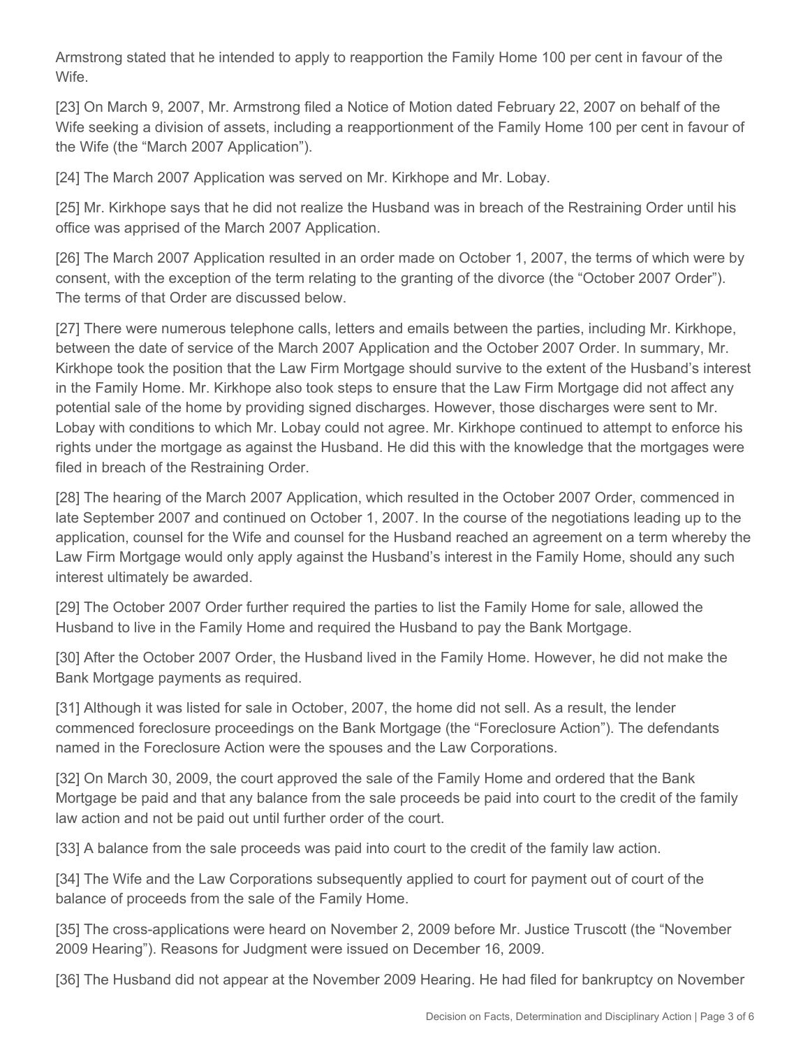Armstrong stated that he intended to apply to reapportion the Family Home 100 per cent in favour of the Wife.

[23] On March 9, 2007, Mr. Armstrong filed a Notice of Motion dated February 22, 2007 on behalf of the Wife seeking a division of assets, including a reapportionment of the Family Home 100 per cent in favour of the Wife (the "March 2007 Application").

[24] The March 2007 Application was served on Mr. Kirkhope and Mr. Lobay.

[25] Mr. Kirkhope says that he did not realize the Husband was in breach of the Restraining Order until his office was apprised of the March 2007 Application.

[26] The March 2007 Application resulted in an order made on October 1, 2007, the terms of which were by consent, with the exception of the term relating to the granting of the divorce (the "October 2007 Order"). The terms of that Order are discussed below.

[27] There were numerous telephone calls, letters and emails between the parties, including Mr. Kirkhope, between the date of service of the March 2007 Application and the October 2007 Order. In summary, Mr. Kirkhope took the position that the Law Firm Mortgage should survive to the extent of the Husband's interest in the Family Home. Mr. Kirkhope also took steps to ensure that the Law Firm Mortgage did not affect any potential sale of the home by providing signed discharges. However, those discharges were sent to Mr. Lobay with conditions to which Mr. Lobay could not agree. Mr. Kirkhope continued to attempt to enforce his rights under the mortgage as against the Husband. He did this with the knowledge that the mortgages were filed in breach of the Restraining Order.

[28] The hearing of the March 2007 Application, which resulted in the October 2007 Order, commenced in late September 2007 and continued on October 1, 2007. In the course of the negotiations leading up to the application, counsel for the Wife and counsel for the Husband reached an agreement on a term whereby the Law Firm Mortgage would only apply against the Husband's interest in the Family Home, should any such interest ultimately be awarded.

[29] The October 2007 Order further required the parties to list the Family Home for sale, allowed the Husband to live in the Family Home and required the Husband to pay the Bank Mortgage.

[30] After the October 2007 Order, the Husband lived in the Family Home. However, he did not make the Bank Mortgage payments as required.

[31] Although it was listed for sale in October, 2007, the home did not sell. As a result, the lender commenced foreclosure proceedings on the Bank Mortgage (the "Foreclosure Action"). The defendants named in the Foreclosure Action were the spouses and the Law Corporations.

[32] On March 30, 2009, the court approved the sale of the Family Home and ordered that the Bank Mortgage be paid and that any balance from the sale proceeds be paid into court to the credit of the family law action and not be paid out until further order of the court.

[33] A balance from the sale proceeds was paid into court to the credit of the family law action.

[34] The Wife and the Law Corporations subsequently applied to court for payment out of court of the balance of proceeds from the sale of the Family Home.

[35] The cross-applications were heard on November 2, 2009 before Mr. Justice Truscott (the "November 2009 Hearing"). Reasons for Judgment were issued on December 16, 2009.

[36] The Husband did not appear at the November 2009 Hearing. He had filed for bankruptcy on November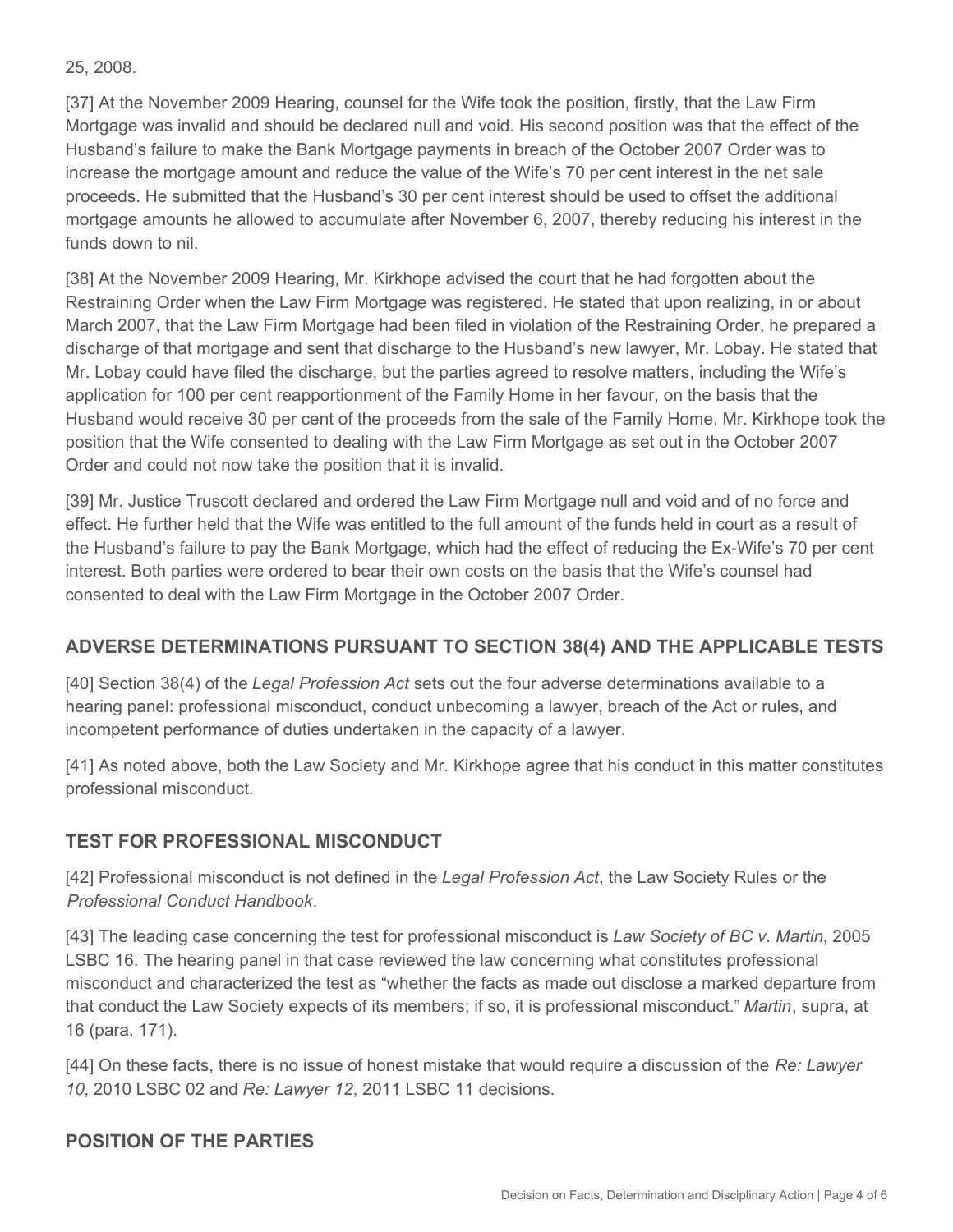25, 2008.

[37] At the November 2009 Hearing, counsel for the Wife took the position, firstly, that the Law Firm Mortgage was invalid and should be declared null and void. His second position was that the effect of the Husband's failure to make the Bank Mortgage payments in breach of the October 2007 Order was to increase the mortgage amount and reduce the value of the Wife's 70 per cent interest in the net sale proceeds. He submitted that the Husband's 30 per cent interest should be used to offset the additional mortgage amounts he allowed to accumulate after November 6, 2007, thereby reducing his interest in the funds down to nil.

[38] At the November 2009 Hearing, Mr. Kirkhope advised the court that he had forgotten about the Restraining Order when the Law Firm Mortgage was registered. He stated that upon realizing, in or about March 2007, that the Law Firm Mortgage had been filed in violation of the Restraining Order, he prepared a discharge of that mortgage and sent that discharge to the Husband's new lawyer, Mr. Lobay. He stated that Mr. Lobay could have filed the discharge, but the parties agreed to resolve matters, including the Wife's application for 100 per cent reapportionment of the Family Home in her favour, on the basis that the Husband would receive 30 per cent of the proceeds from the sale of the Family Home. Mr. Kirkhope took the position that the Wife consented to dealing with the Law Firm Mortgage as set out in the October 2007 Order and could not now take the position that it is invalid.

[39] Mr. Justice Truscott declared and ordered the Law Firm Mortgage null and void and of no force and effect. He further held that the Wife was entitled to the full amount of the funds held in court as a result of the Husband's failure to pay the Bank Mortgage, which had the effect of reducing the Ex-Wife's 70 per cent interest. Both parties were ordered to bear their own costs on the basis that the Wife's counsel had consented to deal with the Law Firm Mortgage in the October 2007 Order.

## ADVERSE DETERMINATIONS PURSUANT TO SECTION 38(4) AND THE APPLICABLE TESTS

[40] Section 38(4) of the *Legal Profession Act* sets out the four adverse determinations available to a hearing panel: professional misconduct, conduct unbecoming a lawyer, breach of the Act or rules, and incompetent performance of duties undertaken in the capacity of a lawyer.

[41] As noted above, both the Law Society and Mr. Kirkhope agree that his conduct in this matter constitutes professional misconduct.

## TEST FOR PROFESSIONAL MISCONDUCT

[42] Professional misconduct is not defined in the *Legal Profession Act*, the Law Society Rules or the *Professional Conduct Handbook*.

[43] The leading case concerning the test for professional misconduct is *Law Society of BC v. Martin*, 2005 LSBC 16. The hearing panel in that case reviewed the law concerning what constitutes professional misconduct and characterized the test as "whether the facts as made out disclose a marked departure from that conduct the Law Society expects of its members; if so, it is professional misconduct." *Martin*, supra, at 16 (para. 171).

[44] On these facts, there is no issue of honest mistake that would require a discussion of the *Re: Lawyer 10*, 2010 LSBC 02 and *Re: Lawyer 12*, 2011 LSBC 11 decisions.

## POSITION OF THE PARTIES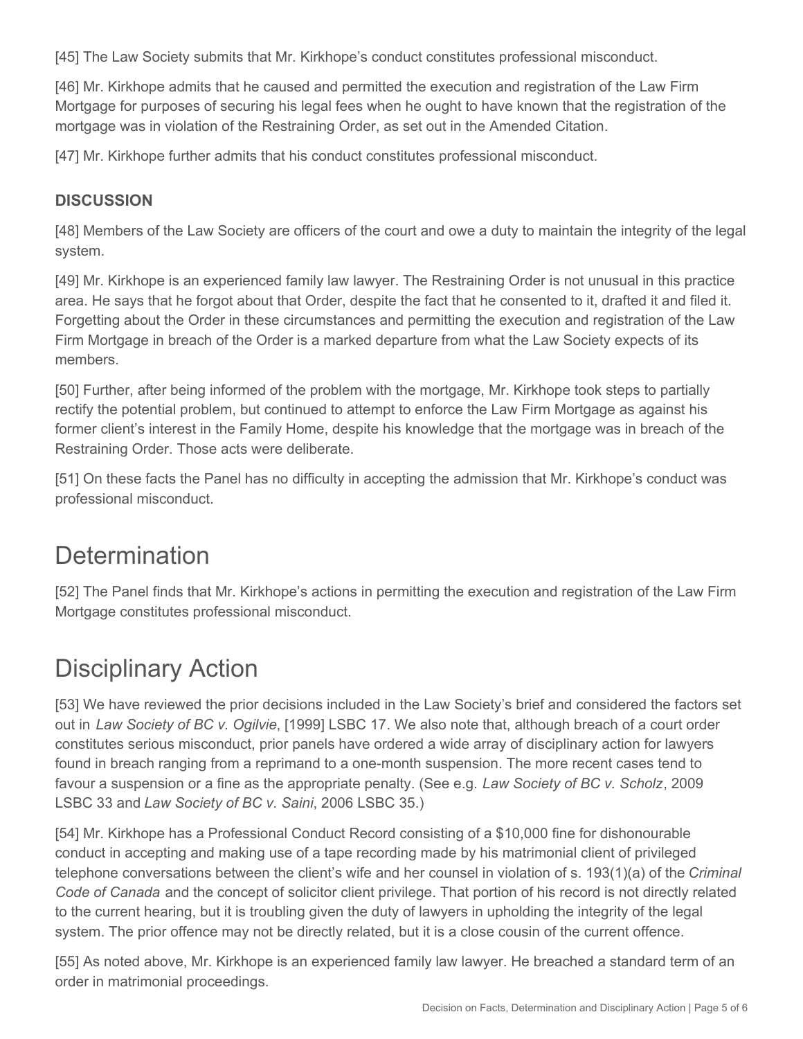[45] The Law Society submits that Mr. Kirkhope's conduct constitutes professional misconduct.

[46] Mr. Kirkhope admits that he caused and permitted the execution and registration of the Law Firm Mortgage for purposes of securing his legal fees when he ought to have known that the registration of the mortgage was in violation of the Restraining Order, as set out in the Amended Citation.

[47] Mr. Kirkhope further admits that his conduct constitutes professional misconduct.

**DISCUSSION**

[48] Members of the Law Society are officers of the court and owe a duty to maintain the integrity of the legal system.

[49] Mr. Kirkhope is an experienced family law lawyer. The Restraining Order is not unusual in this practice area. He says that he forgot about that Order, despite the fact that he consented to it, drafted it and filed it. Forgetting about the Order in these circumstances and permitting the execution and registration of the Law Firm Mortgage in breach of the Order is a marked departure from what the Law Society expects of its members.

[50] Further, after being informed of the problem with the mortgage, Mr. Kirkhope took steps to partially rectify the potential problem, but continued to attempt to enforce the Law Firm Mortgage as against his former client's interest in the Family Home, despite his knowledge that the mortgage was in breach of the Restraining Order. Those acts were deliberate.

[51] On these facts the Panel has no difficulty in accepting the admission that Mr. Kirkhope's conduct was professional misconduct.

# Determination

[52] The Panel finds that Mr. Kirkhope's actions in permitting the execution and registration of the Law Firm Mortgage constitutes professional misconduct.

# Disciplinary Action

[53] We have reviewed the prior decisions included in the Law Society's brief and considered the factors set out in *Law Society of BC v. Ogilvie*, [1999] LSBC 17. We also note that, although breach of a court order constitutes serious misconduct, prior panels have ordered a wide array of disciplinary action for lawyers found in breach ranging from a reprimand to a one-month suspension. The more recent cases tend to favour a suspension or a fine as the appropriate penalty. (See e.g. *Law Society of BC v. Scholz*, 2009 LSBC 33 and *Law Society of BC v. Saini*, 2006 LSBC 35.)

[54] Mr. Kirkhope has a Professional Conduct Record consisting of a $10,000 fine for dishonourable conduct in accepting and making use of a tape recording made by his matrimonial client of privileged telephone conversations between the client's wife and her counsel in violation of s. 193(1)(a) of the *Criminal Code of Canada* and the concept of solicitor client privilege. That portion of his record is not directly related to the current hearing, but it is troubling given the duty of lawyers in upholding the integrity of the legal system. The prior offence may not be directly related, but it is a close cousin of the current offence.

[55] As noted above, Mr. Kirkhope is an experienced family law lawyer. He breached a standard term of an order in matrimonial proceedings.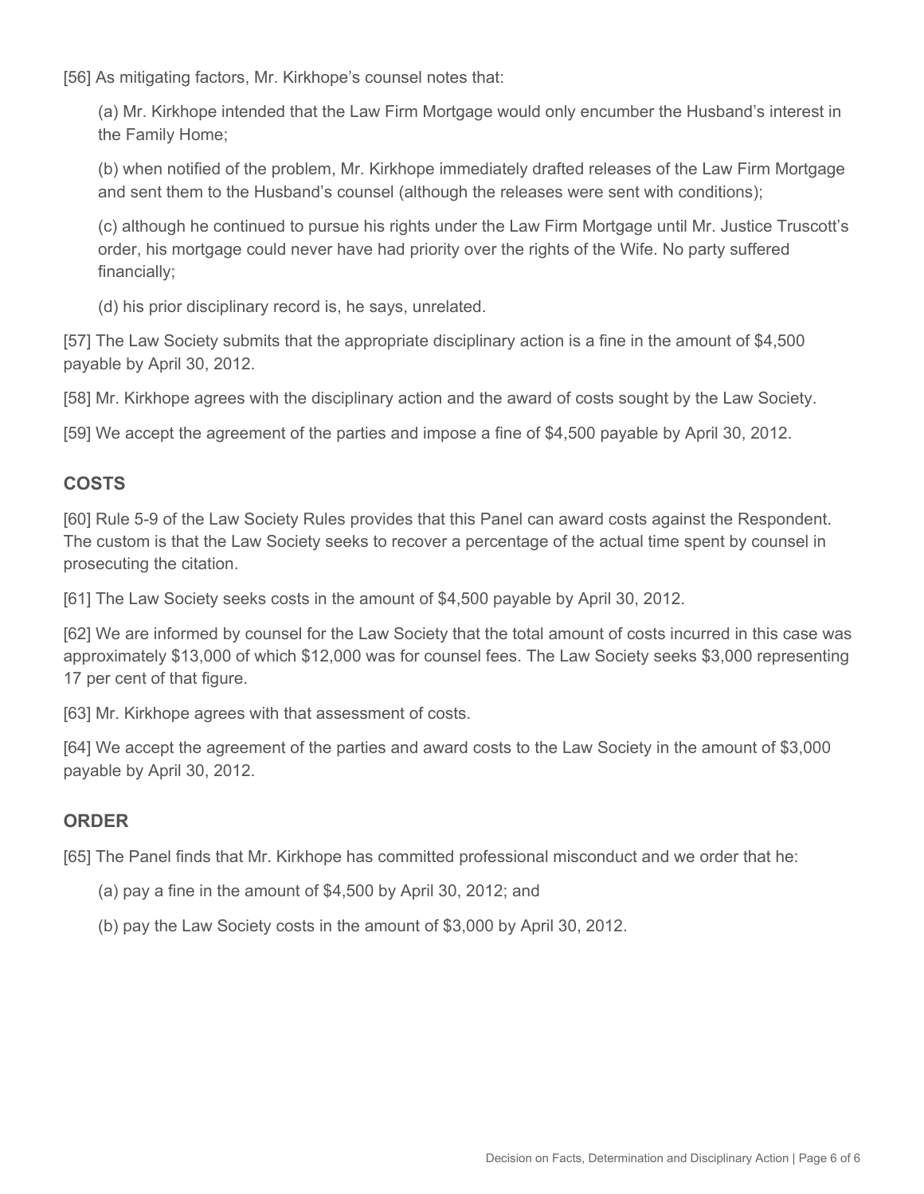[56] As mitigating factors, Mr. Kirkhope's counsel notes that:

(a) Mr. Kirkhope intended that the Law Firm Mortgage would only encumber the Husband's interest in the Family Home;

(b) when notified of the problem, Mr. Kirkhope immediately drafted releases of the Law Firm Mortgage and sent them to the Husband's counsel (although the releases were sent with conditions);

(c) although he continued to pursue his rights under the Law Firm Mortgage until Mr. Justice Truscott's order, his mortgage could never have had priority over the rights of the Wife. No party suffered financially;

(d) his prior disciplinary record is, he says, unrelated.

[57] The Law Society submits that the appropriate disciplinary action is a fine in the amount of $4,500 payable by April 30, 2012.

[58] Mr. Kirkhope agrees with the disciplinary action and the award of costs sought by the Law Society.

[59] We accept the agreement of the parties and impose a fine of $4,500 payable by April 30, 2012.

## COSTS

[60] Rule 5-9 of the Law Society Rules provides that this Panel can award costs against the Respondent. The custom is that the Law Society seeks to recover a percentage of the actual time spent by counsel in prosecuting the citation.

[61] The Law Society seeks costs in the amount of $4,500 payable by April 30, 2012.

[62] We are informed by counsel for the Law Society that the total amount of costs incurred in this case was approximately $13,000 of which $12,000 was for counsel fees. The Law Society seeks $3,000 representing 17 per cent of that figure.

[63] Mr. Kirkhope agrees with that assessment of costs.

[64] We accept the agreement of the parties and award costs to the Law Society in the amount of $3,000 payable by April 30, 2012.

## ORDER

[65] The Panel finds that Mr. Kirkhope has committed professional misconduct and we order that he:

(a) pay a fine in the amount of $4,500 by April 30, 2012; and

(b) pay the Law Society costs in the amount of $3,000 by April 30, 2012.